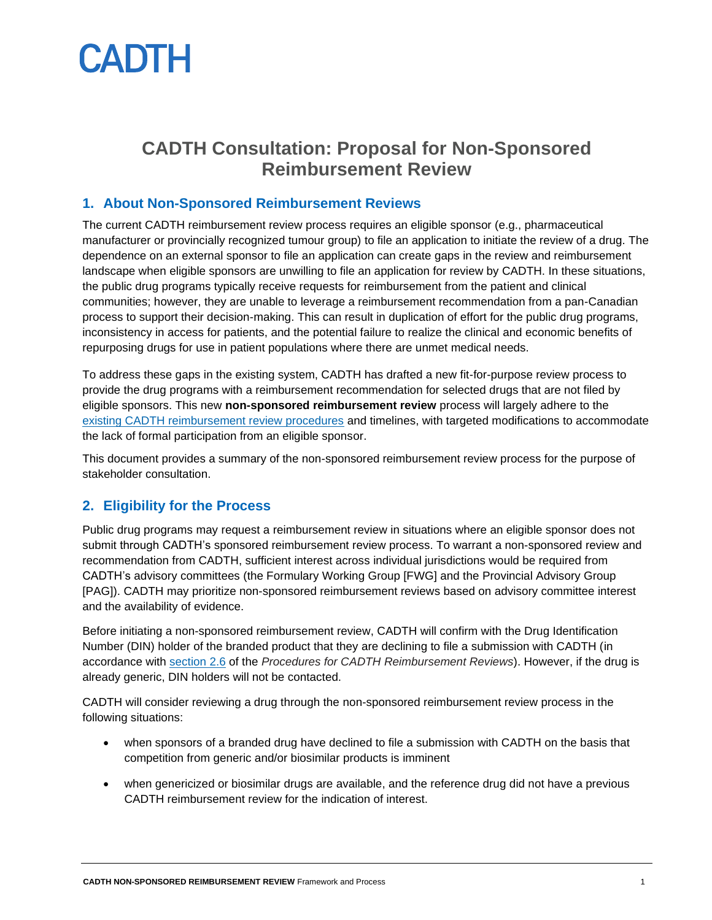CADTH

# CADTH Consultation: Proposal for Non-Sponsored Reimbursement Review

## 1. About Non-Sponsored Reimbursement Reviews

The current CADTH reimbursement review process requires an eligible sponsor (e.g., pharmaceutical manufacturer or provincially recognized tumour group) to file an application to initiate the review of a drug. The dependence on an external sponsor to file an application can create gaps in the review and reimbursement landscape when eligible sponsors are unwilling to file an application for review by CADTH. In these situations, the public drug programs typically receive requests for reimbursement from the patient and clinical communities; however, they are unable to leverage a reimbursement recommendation from a pan-Canadian process to support their decision-making. This can result in duplication of effort for the public drug programs, inconsistency in access for patients, and the potential failure to realize the clinical and economic benefits of repurposing drugs for use in patient populations where there are unmet medical needs.

To address these gaps in the existing system, CADTH has drafted a new fit-for-purpose review process to provide the drug programs with a reimbursement recommendation for selected drugs that are not filed by eligible sponsors. This new **non-sponsored reimbursement review** process will largely adhere to the existing CADTH reimbursement review procedures and timelines, with targeted modifications to accommodate the lack of formal participation from an eligible sponsor.

This document provides a summary of the non-sponsored reimbursement review process for the purpose of stakeholder consultation.

## 2. Eligibility for the Process

Public drug programs may request a reimbursement review in situations where an eligible sponsor does not submit through CADTH's sponsored reimbursement review process. To warrant a non-sponsored review and recommendation from CADTH, sufficient interest across individual jurisdictions would be required from CADTH's advisory committees (the Formulary Working Group [FWG] and the Provincial Advisory Group [PAG]). CADTH may prioritize non-sponsored reimbursement reviews based on advisory committee interest and the availability of evidence.

Before initiating a non-sponsored reimbursement review, CADTH will confirm with the Drug Identification Number (DIN) holder of the branded product that they are declining to file a submission with CADTH (in accordance with section 2.6 of the *Procedures for CADTH Reimbursement Reviews*). However, if the drug is already generic, DIN holders will not be contacted.

CADTH will consider reviewing a drug through the non-sponsored reimbursement review process in the following situations:

- when sponsors of a branded drug have declined to file a submission with CADTH on the basis that competition from generic and/or biosimilar products is imminent
- when genericized or biosimilar drugs are available, and the reference drug did not have a previous CADTH reimbursement review for the indication of interest.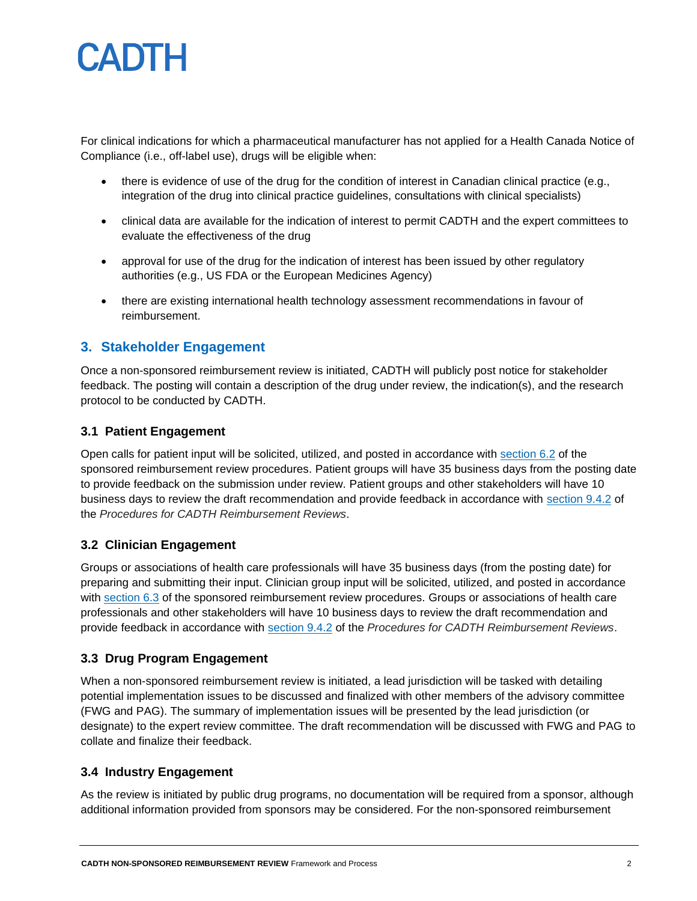For clinical indications for which a pharmaceutical manufacturer has not applied for a Health Canada Notice of Compliance (i.e., off-label use), drugs will be eligible when:

- there is evidence of use of the drug for the condition of interest in Canadian clinical practice (e.g., integration of the drug into clinical practice guidelines, consultations with clinical specialists)
- clinical data are available for the indication of interest to permit CADTH and the expert committees to evaluate the effectiveness of the drug
- approval for use of the drug for the indication of interest has been issued by other regulatory authorities (e.g., US FDA or the European Medicines Agency)
- there are existing international health technology assessment recommendations in favour of reimbursement.

## 3. Stakeholder Engagement

Once a non-sponsored reimbursement review is initiated, CADTH will publicly post notice for stakeholder feedback. The posting will contain a description of the drug under review, the indication(s), and the research protocol to be conducted by CADTH.

### 3.1 Patient Engagement

Open calls for patient input will be solicited, utilized, and posted in accordance with section 6.2 of the sponsored reimbursement review procedures. Patient groups will have 35 business days from the posting date to provide feedback on the submission under review. Patient groups and other stakeholders will have 10 business days to review the draft recommendation and provide feedback in accordance with section 9.4.2 of the *Procedures for CADTH Reimbursement Reviews*.

### 3.2 Clinician Engagement

Groups or associations of health care professionals will have 35 business days (from the posting date) for preparing and submitting their input. Clinician group input will be solicited, utilized, and posted in accordance with section 6.3 of the sponsored reimbursement review procedures. Groups or associations of health care professionals and other stakeholders will have 10 business days to review the draft recommendation and provide feedback in accordance with section 9.4.2 of the *Procedures for CADTH Reimbursement Reviews*.

### 3.3 Drug Program Engagement

When a non-sponsored reimbursement review is initiated, a lead jurisdiction will be tasked with detailing potential implementation issues to be discussed and finalized with other members of the advisory committee (FWG and PAG). The summary of implementation issues will be presented by the lead jurisdiction (or designate) to the expert review committee. The draft recommendation will be discussed with FWG and PAG to collate and finalize their feedback.

### 3.4 Industry Engagement

As the review is initiated by public drug programs, no documentation will be required from a sponsor, although additional information provided from sponsors may be considered. For the non-sponsored reimbursement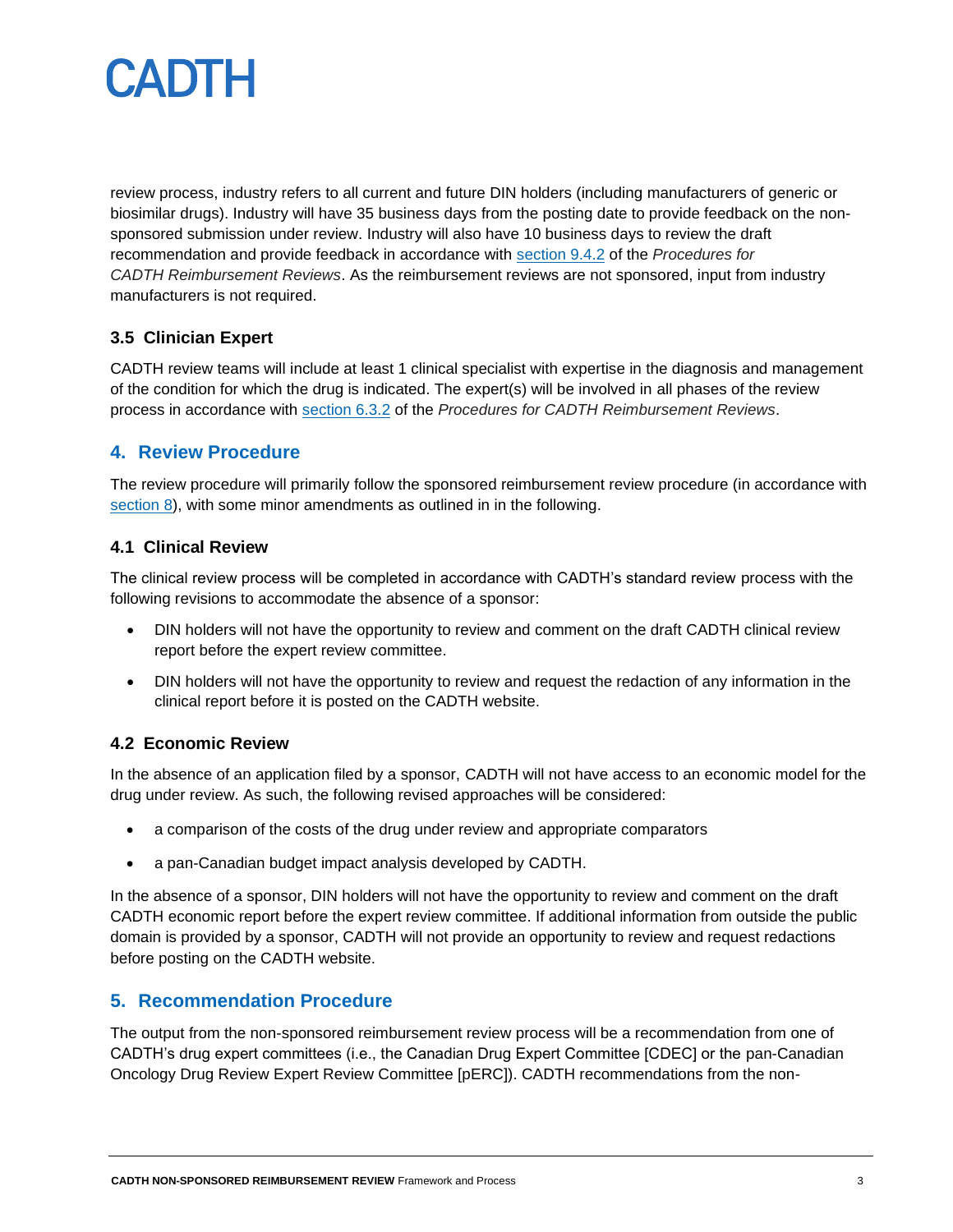review process, industry refers to all current and future DIN holders (including manufacturers of generic or biosimilar drugs). Industry will have 35 business days from the posting date to provide feedback on the non-sponsored submission under review. Industry will also have 10 business days to review the draft recommendation and provide feedback in accordance with section 9.4.2 of the *Procedures for CADTH Reimbursement Reviews*. As the reimbursement reviews are not sponsored, input from industry manufacturers is not required.

### 3.5 Clinician Expert

CADTH review teams will include at least 1 clinical specialist with expertise in the diagnosis and management of the condition for which the drug is indicated. The expert(s) will be involved in all phases of the review process in accordance with section 6.3.2 of the *Procedures for CADTH Reimbursement Reviews*.

## 4. Review Procedure

The review procedure will primarily follow the sponsored reimbursement review procedure (in accordance with section 8), with some minor amendments as outlined in in the following.

### 4.1 Clinical Review

The clinical review process will be completed in accordance with CADTH's standard review process with the following revisions to accommodate the absence of a sponsor:

- DIN holders will not have the opportunity to review and comment on the draft CADTH clinical review report before the expert review committee.
- DIN holders will not have the opportunity to review and request the redaction of any information in the clinical report before it is posted on the CADTH website.

### 4.2 Economic Review

In the absence of an application filed by a sponsor, CADTH will not have access to an economic model for the drug under review. As such, the following revised approaches will be considered:

- a comparison of the costs of the drug under review and appropriate comparators
- a pan-Canadian budget impact analysis developed by CADTH.

In the absence of a sponsor, DIN holders will not have the opportunity to review and comment on the draft CADTH economic report before the expert review committee. If additional information from outside the public domain is provided by a sponsor, CADTH will not provide an opportunity to review and request redactions before posting on the CADTH website.

## 5. Recommendation Procedure

The output from the non-sponsored reimbursement review process will be a recommendation from one of CADTH's drug expert committees (i.e., the Canadian Drug Expert Committee [CDEC] or the pan-Canadian Oncology Drug Review Expert Review Committee [pERC]). CADTH recommendations from the non-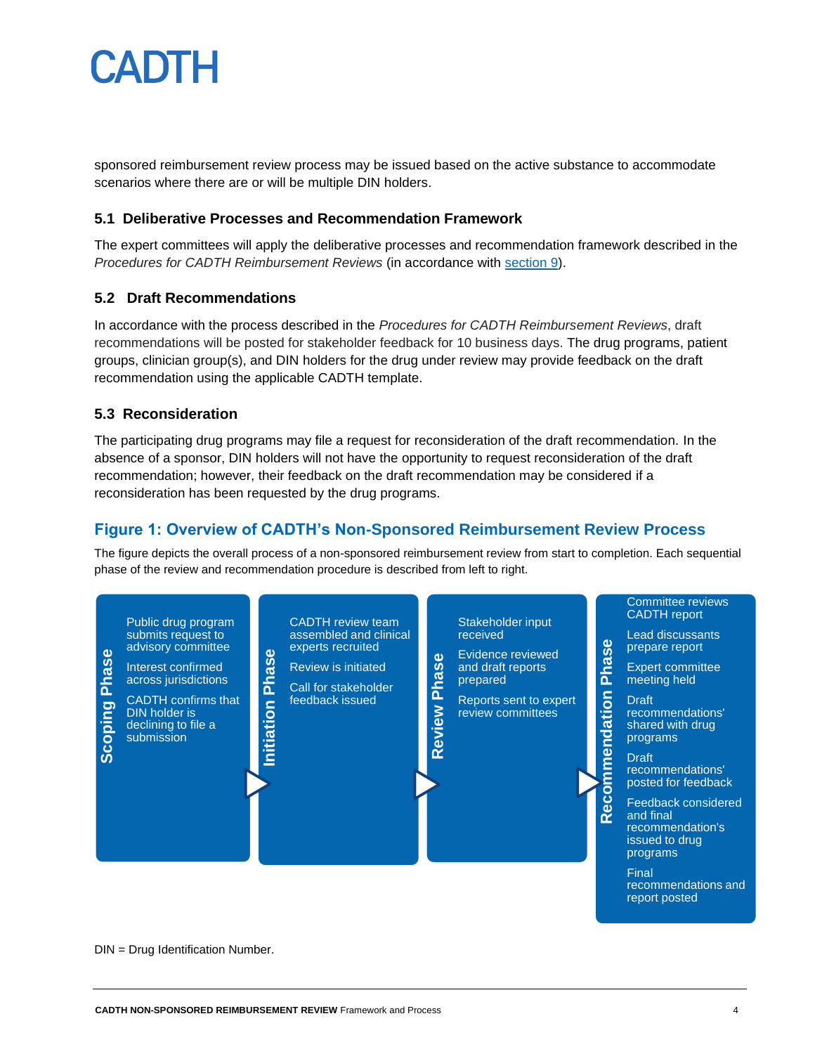sponsored reimbursement review process may be issued based on the active substance to accommodate scenarios where there are or will be multiple DIN holders.

### 5.1 Deliberative Processes and Recommendation Framework

The expert committees will apply the deliberative processes and recommendation framework described in the *Procedures for CADTH Reimbursement Reviews* (in accordance with section 9).

### 5.2 Draft Recommendations

In accordance with the process described in the *Procedures for CADTH Reimbursement Reviews*, draft recommendations will be posted for stakeholder feedback for 10 business days. The drug programs, patient groups, clinician group(s), and DIN holders for the drug under review may provide feedback on the draft recommendation using the applicable CADTH template.

### 5.3 Reconsideration

The participating drug programs may file a request for reconsideration of the draft recommendation. In the absence of a sponsor, DIN holders will not have the opportunity to request reconsideration of the draft recommendation; however, their feedback on the draft recommendation may be considered if a reconsideration has been requested by the drug programs.

## Figure 1: Overview of CADTH's Non-Sponsored Reimbursement Review Process

The figure depicts the overall process of a non-sponsored reimbursement review from start to completion. Each sequential phase of the review and recommendation procedure is described from left to right.

**Scoping Phase**
- Public drug program submits request to advisory committee
- Interest confirmed across jurisdictions
- CADTH confirms that DIN holder is declining to file a submission

**Initiation Phase**
- CADTH review team assembled and clinical experts recruited
- Review is initiated
- Call for stakeholder feedback issued

**Review Phase**
- Stakeholder input received
- Evidence reviewed and draft reports prepared
- Reports sent to expert review committees

**Recommendation Phase**
- Committee reviews CADTH report
- Lead discussants prepare report
- Expert committee meeting held
- Draft recommendations' shared with drug programs
- Draft recommendations' posted for feedback
- Feedback considered and final recommendation's issued to drug programs
- Final recommendations and report posted

DIN = Drug Identification Number.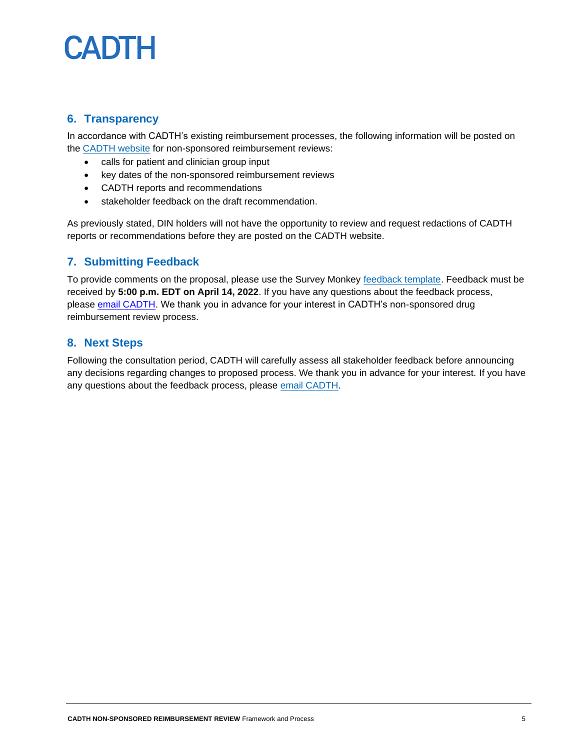## 6. Transparency

In accordance with CADTH's existing reimbursement processes, the following information will be posted on the CADTH website for non-sponsored reimbursement reviews:

- calls for patient and clinician group input
- key dates of the non-sponsored reimbursement reviews
- CADTH reports and recommendations
- stakeholder feedback on the draft recommendation.

As previously stated, DIN holders will not have the opportunity to review and request redactions of CADTH reports or recommendations before they are posted on the CADTH website.

## 7. Submitting Feedback

To provide comments on the proposal, please use the Survey Monkey feedback template. Feedback must be received by **5:00 p.m. EDT on April 14, 2022**. If you have any questions about the feedback process, please email CADTH. We thank you in advance for your interest in CADTH's non-sponsored drug reimbursement review process.

## 8. Next Steps

Following the consultation period, CADTH will carefully assess all stakeholder feedback before announcing any decisions regarding changes to proposed process. We thank you in advance for your interest. If you have any questions about the feedback process, please email CADTH.